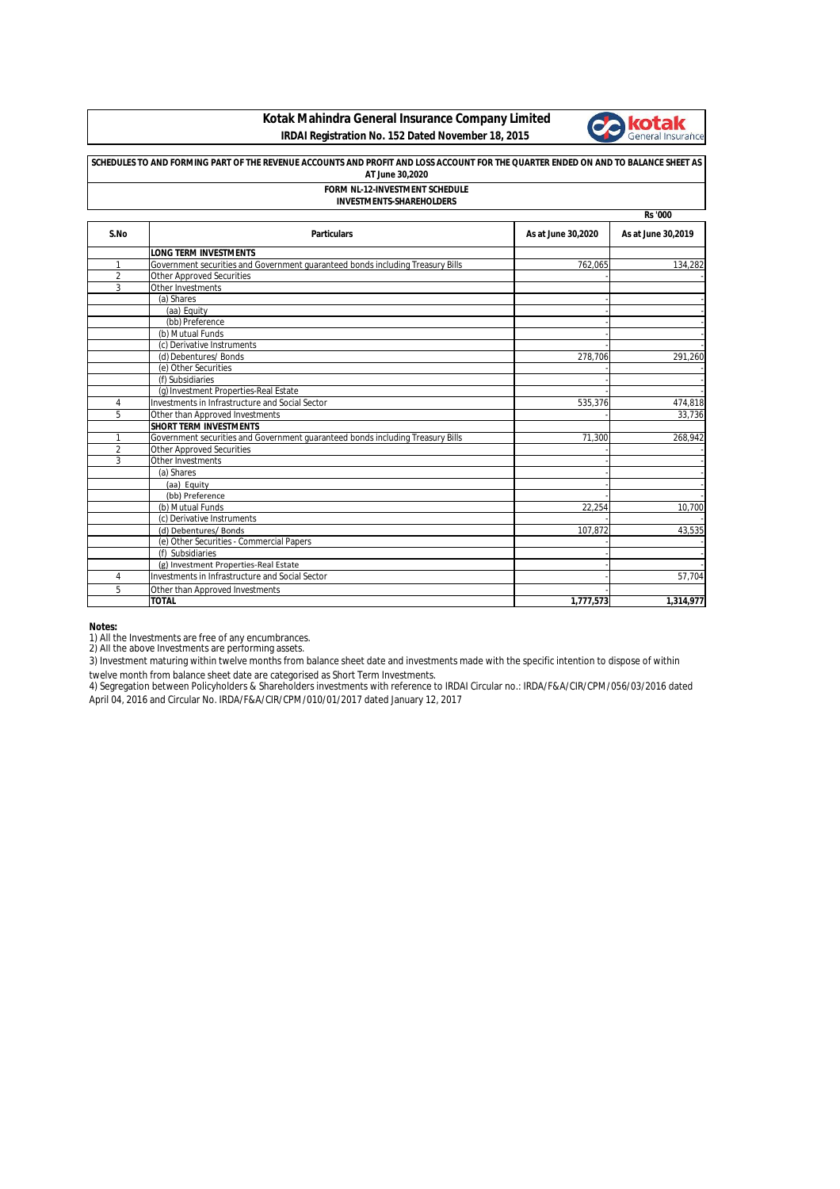# Kotak Mahindra General Insurance Company Limited

**IRDAI Registration No. 152 Dated November 18, 2015**

**SCHEDULES TO AND FORMING PART OF THE REVENUE ACCOUNTS AND PROFIT AND LOSS ACCOUNT FOR THE QUARTER ENDED ON AND TO BALANCE SHEET AS AT June 30,2020**

**FORM NL-12-INVESTMENT SCHEDULE**

**INVESTMENTS-SHAREHOLDERS**

Rs '000

| S.No | Particulars | As at June 30,2020 | As at June 30,2019 |
|---|---|---|---|
| | **LONG TERM INVESTMENTS** | | |
| 1 | Government securities and Government guaranteed bonds including Treasury Bills | 762,065 | 134,282 |
| 2 | Other Approved Securities | - | - |
| 3 | Other Investments | | |
| | (a) Shares | - | - |
| | (aa) Equity | - | - |
| | (bb) Preference | - | - |
| | (b) Mutual Funds | - | - |
| | (c) Derivative Instruments | - | - |
| | (d) Debentures/ Bonds | 278,706 | 291,260 |
| | (e) Other Securities | - | - |
| | (f) Subsidiaries | - | - |
| | (g) Investment Properties-Real Estate | - | - |
| 4 | Investments in Infrastructure and Social Sector | 535,376 | 474,818 |
| 5 | Other than Approved Investments | - | 33,736 |
| | **SHORT TERM INVESTMENTS** | | |
| 1 | Government securities and Government guaranteed bonds including Treasury Bills | 71,300 | 268,942 |
| 2 | Other Approved Securities | | - |
| 3 | Other Investments | - | - |
| | (a) Shares | - | - |
| | (aa) Equity | - | - |
| | (bb) Preference | - | - |
| | (b) Mutual Funds | 22,254 | 10,700 |
| | (c) Derivative Instruments | - | - |
| | (d) Debentures/ Bonds | 107,872 | 43,535 |
| | (e) Other Securities - Commercial Papers | - | - |
| | (f) Subsidiaries | - | - |
| | (g) Investment Properties-Real Estate | - | - |
| 4 | Investments in Infrastructure and Social Sector | - | 57,704 |
| 5 | Other than Approved Investments | - | |
| | **TOTAL** | **1,777,573** | **1,314,977** |

**Notes:**

1) All the Investments are free of any encumbrances.
2) All the above Investments are performing assets.
3) Investment maturing within twelve months from balance sheet date and investments made with the specific intention to dispose of within twelve month from balance sheet date are categorised as Short Term Investments.
4) Segregation between Policyholders & Shareholders investments with reference to IRDAI Circular no.: IRDA/F&A/CIR/CPM/056/03/2016 dated April 04, 2016 and Circular No. IRDA/F&A/CIR/CPM/010/01/2017 dated January 12, 2017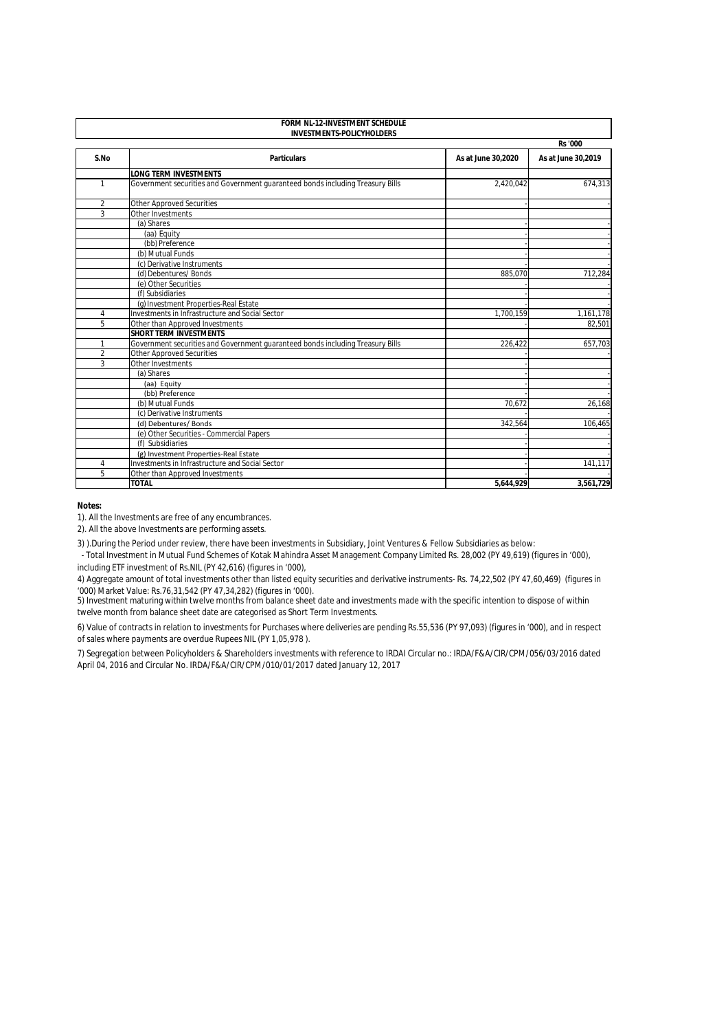**FORM NL-12-INVESTMENT SCHEDULE**
**INVESTMENTS-POLICYHOLDERS**

Rs '000

| S.No | Particulars | As at June 30,2020 | As at June 30,2019 |
|---|---|---|---|
| | **LONG TERM INVESTMENTS** | | |
| 1 | Government securities and Government guaranteed bonds including Treasury Bills | 2,420,042 | 674,313 |
| 2 | Other Approved Securities | - | - |
| 3 | Other Investments | | |
| | (a) Shares | - | - |
| | (aa) Equity | - | - |
| | (bb) Preference | - | - |
| | (b) Mutual Funds | - | - |
| | (c) Derivative Instruments | - | - |
| | (d) Debentures/ Bonds | 885,070 | 712,284 |
| | (e) Other Securities | - | - |
| | (f) Subsidiaries | - | - |
| | (g) Investment Properties-Real Estate | - | - |
| 4 | Investments in Infrastructure and Social Sector | 1,700,159 | 1,161,178 |
| 5 | Other than Approved Investments | - | 82,501 |
| | **SHORT TERM INVESTMENTS** | | |
| 1 | Government securities and Government guaranteed bonds including Treasury Bills | 226,422 | 657,703 |
| 2 | Other Approved Securities | - | - |
| 3 | Other Investments | - | - |
| | (a) Shares | - | - |
| | (aa) Equity | - | - |
| | (bb) Preference | - | - |
| | (b) Mutual Funds | 70,672 | 26,168 |
| | (c) Derivative Instruments | - | - |
| | (d) Debentures/ Bonds | 342,564 | 106,465 |
| | (e) Other Securities - Commercial Papers | - | - |
| | (f) Subsidiaries | - | - |
| | (g) Investment Properties-Real Estate | - | - |
| 4 | Investments in Infrastructure and Social Sector | - | 141,117 |
| 5 | Other than Approved Investments | - | - |
| | **TOTAL** | **5,644,929** | **3,561,729** |

**Notes:**

1). All the Investments are free of any encumbrances.

2). All the above Investments are performing assets.

3) ).During the Period under review, there have been investments in Subsidiary, Joint Ventures & Fellow Subsidiaries as below:
 - Total Investment in Mutual Fund Schemes of Kotak Mahindra Asset Management Company Limited Rs. 28,002 (PY 49,619) (figures in '000), including ETF investment of Rs.NIL (PY 42,616) (figures in '000),

4) Aggregate amount of total investments other than listed equity securities and derivative instruments- Rs. 74,22,502 (PY 47,60,469) (figures in '000) Market Value: Rs.76,31,542 (PY 47,34,282) (figures in '000).

5) Investment maturing within twelve months from balance sheet date and investments made with the specific intention to dispose of within twelve month from balance sheet date are categorised as Short Term Investments.

6) Value of contracts in relation to investments for Purchases where deliveries are pending Rs.55,536 (PY 97,093) (figures in '000), and in respect of sales where payments are overdue Rupees NIL (PY 1,05,978 ).

7) Segregation between Policyholders & Shareholders investments with reference to IRDAI Circular no.: IRDA/F&A/CIR/CPM/056/03/2016 dated April 04, 2016 and Circular No. IRDA/F&A/CIR/CPM/010/01/2017 dated January 12, 2017